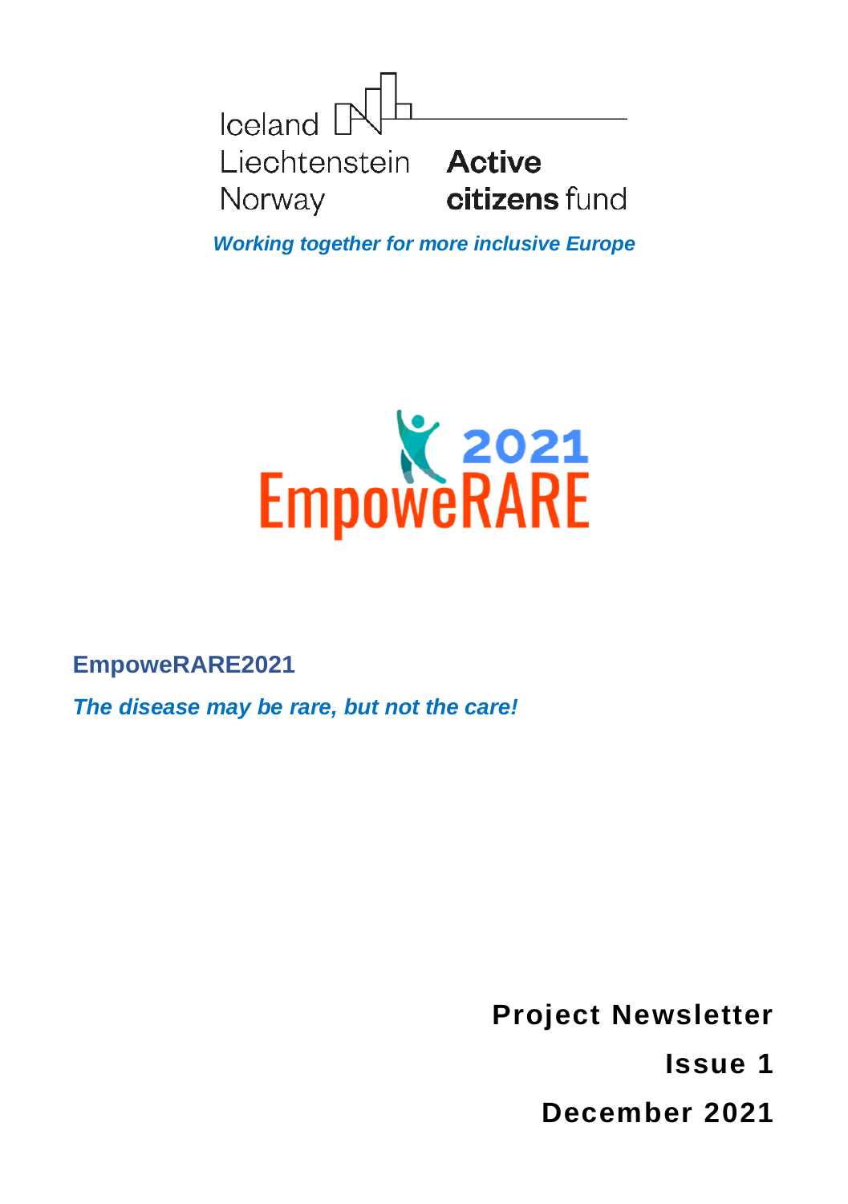Iceland Liechtenstein Norway **Active citizens fund**

***Working together for more inclusive Europe***

2021 EmpoweRARE

**EmpoweRARE2021**

***The disease may be rare, but not the care!***

**Project Newsletter**

**Issue 1**

**December 2021**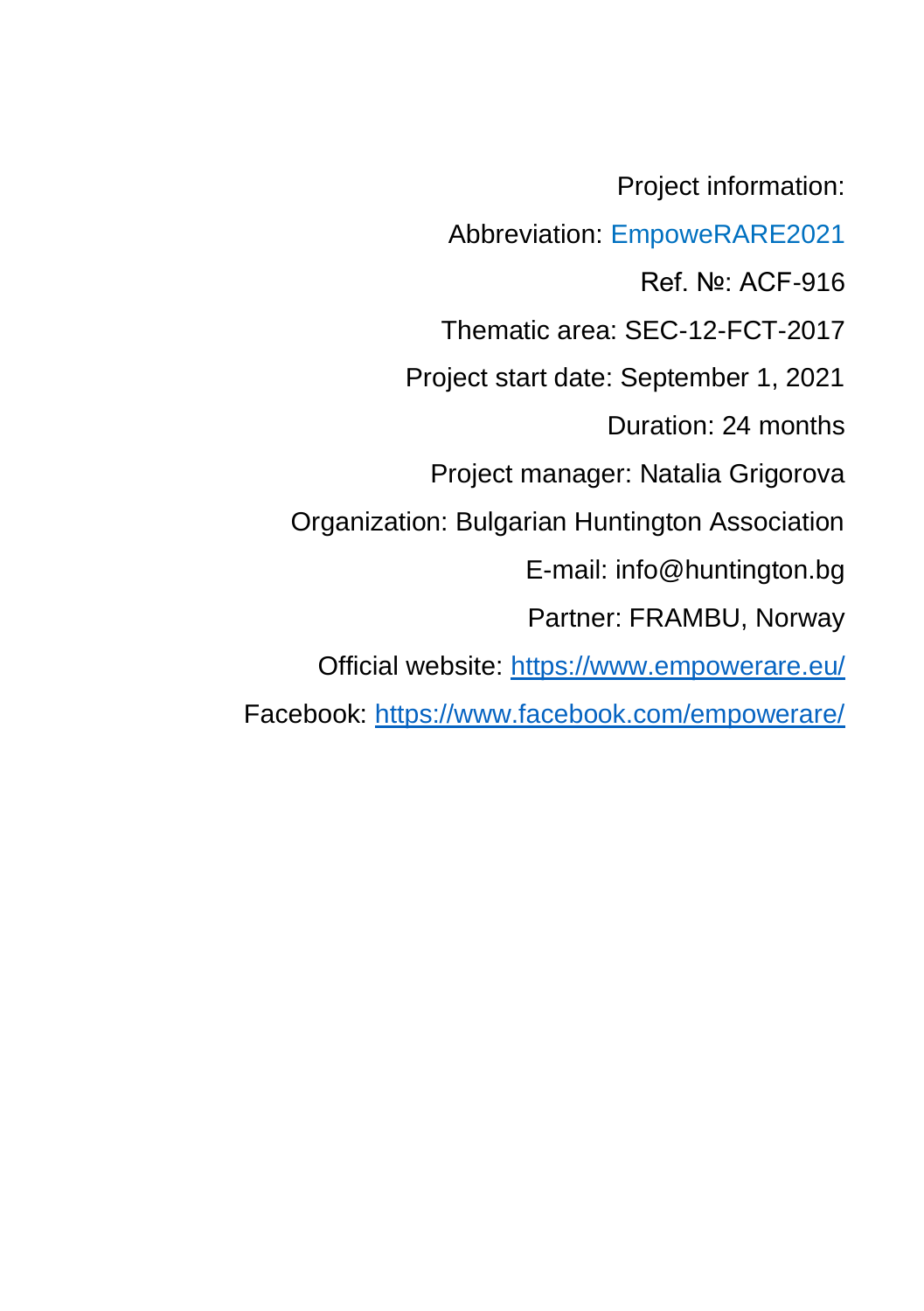Project information:

Abbreviation: EmpoweRARE2021

Ref. №: ACF-916

Thematic area: SEC-12-FCT-2017

Project start date: September 1, 2021

Duration: 24 months

Project manager: Natalia Grigorova

Organization: Bulgarian Huntington Association

E-mail: info@huntington.bg

Partner: FRAMBU, Norway

Official website: [https://www.empowerare.eu/](https://www.empowerare.eu/)

Facebook: [https://www.facebook.com/empowerare/](https://www.facebook.com/empowerare/)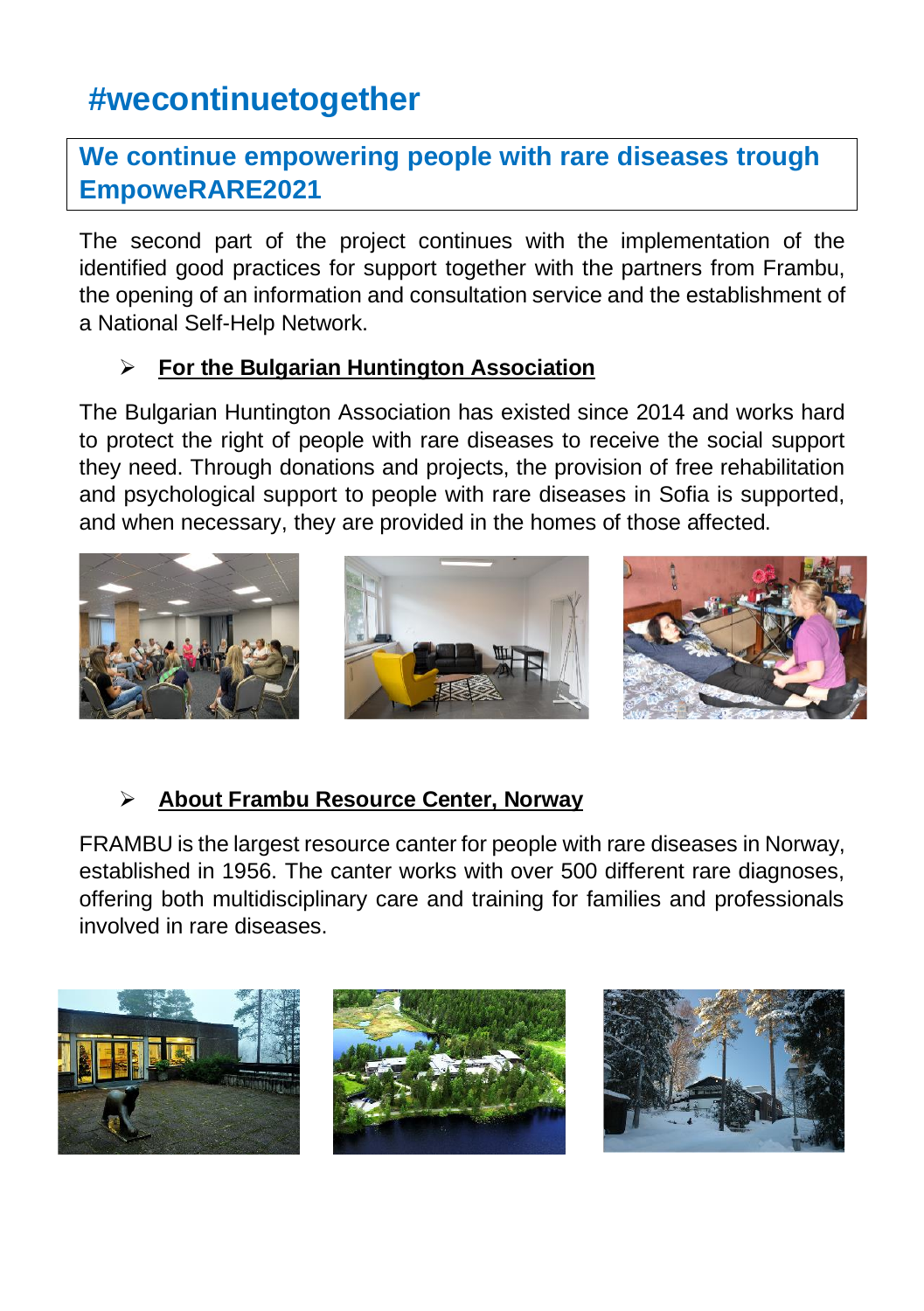# #wecontinuetogether

## We continue empowering people with rare diseases trough EmpoweRARE2021

The second part of the project continues with the implementation of the identified good practices for support together with the partners from Frambu, the opening of an information and consultation service and the establishment of a National Self-Help Network.

- **For the Bulgarian Huntington Association**

The Bulgarian Huntington Association has existed since 2014 and works hard to protect the right of people with rare diseases to receive the social support they need. Through donations and projects, the provision of free rehabilitation and psychological support to people with rare diseases in Sofia is supported, and when necessary, they are provided in the homes of those affected.

- **About Frambu Resource Center, Norway**

FRAMBU is the largest resource canter for people with rare diseases in Norway, established in 1956. The canter works with over 500 different rare diagnoses, offering both multidisciplinary care and training for families and professionals involved in rare diseases.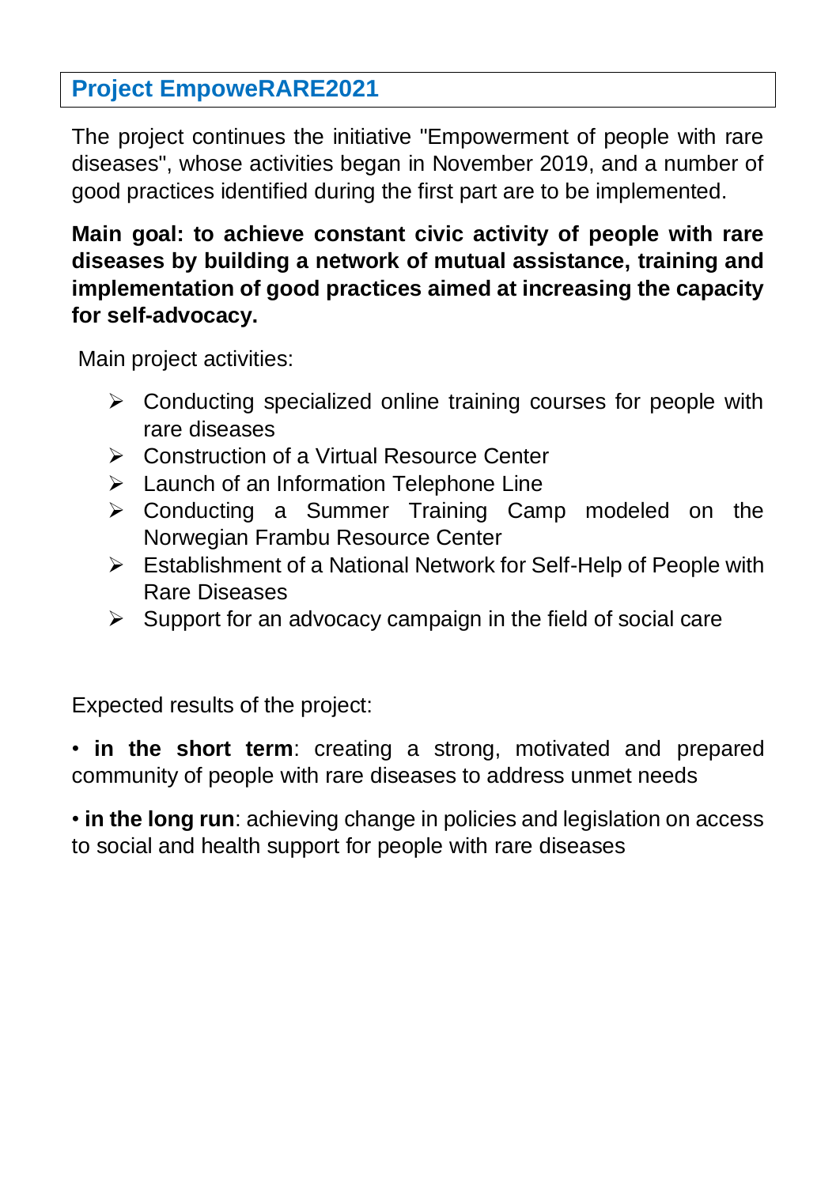## Project EmpoweRARE2021

The project continues the initiative "Empowerment of people with rare diseases", whose activities began in November 2019, and a number of good practices identified during the first part are to be implemented.

**Main goal: to achieve constant civic activity of people with rare diseases by building a network of mutual assistance, training and implementation of good practices aimed at increasing the capacity for self-advocacy.**

Main project activities:

- Conducting specialized online training courses for people with rare diseases
- Construction of a Virtual Resource Center
- Launch of an Information Telephone Line
- Conducting a Summer Training Camp modeled on the Norwegian Frambu Resource Center
- Establishment of a National Network for Self-Help of People with Rare Diseases
- Support for an advocacy campaign in the field of social care

Expected results of the project:

- **in the short term**: creating a strong, motivated and prepared community of people with rare diseases to address unmet needs
- **in the long run**: achieving change in policies and legislation on access to social and health support for people with rare diseases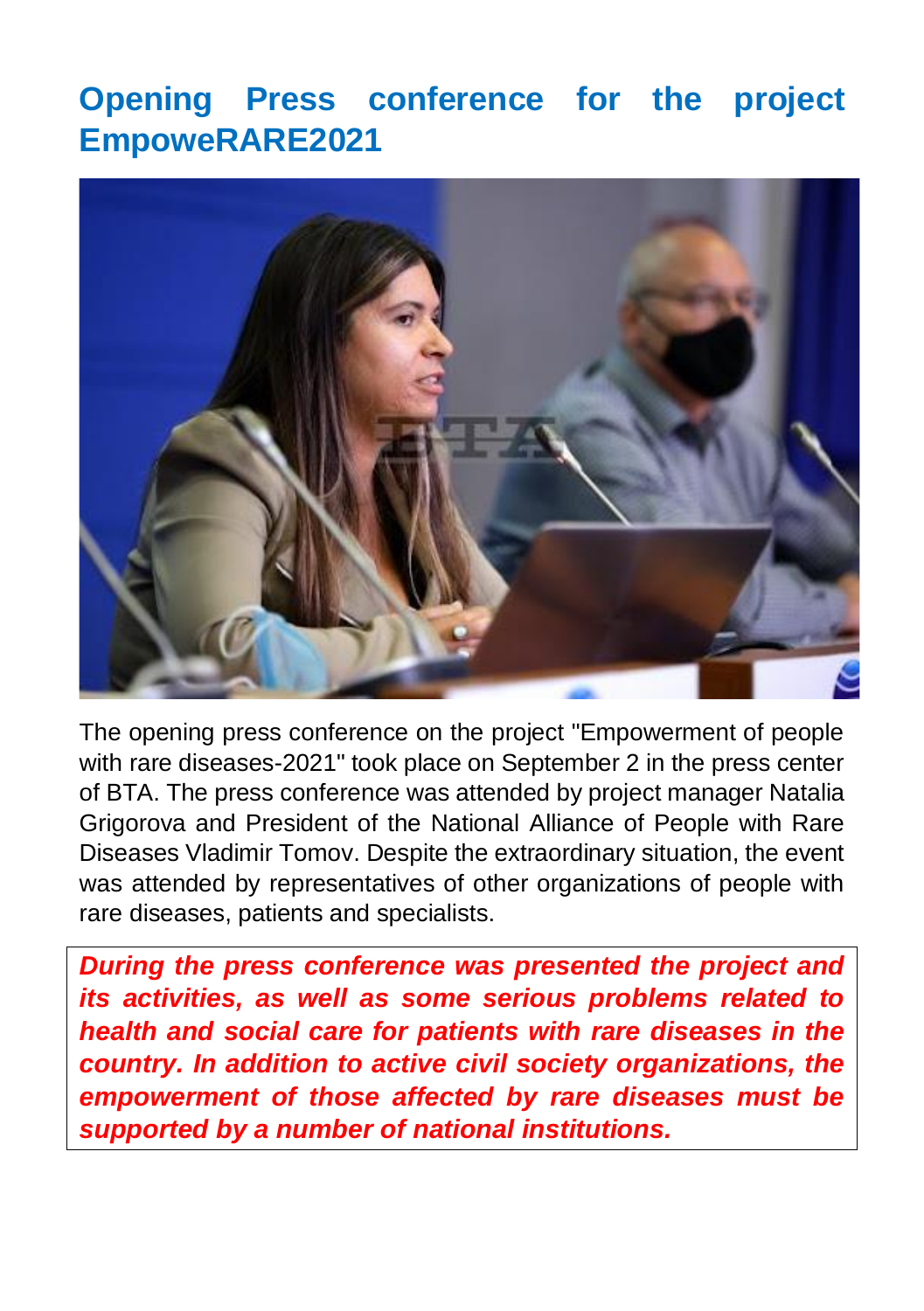# Opening Press conference for the project EmpoweRARE2021

The opening press conference on the project "Empowerment of people with rare diseases-2021" took place on September 2 in the press center of BTA. The press conference was attended by project manager Natalia Grigorova and President of the National Alliance of People with Rare Diseases Vladimir Tomov. Despite the extraordinary situation, the event was attended by representatives of other organizations of people with rare diseases, patients and specialists.

***During the press conference was presented the project and its activities, as well as some serious problems related to health and social care for patients with rare diseases in the country. In addition to active civil society organizations, the empowerment of those affected by rare diseases must be supported by a number of national institutions.***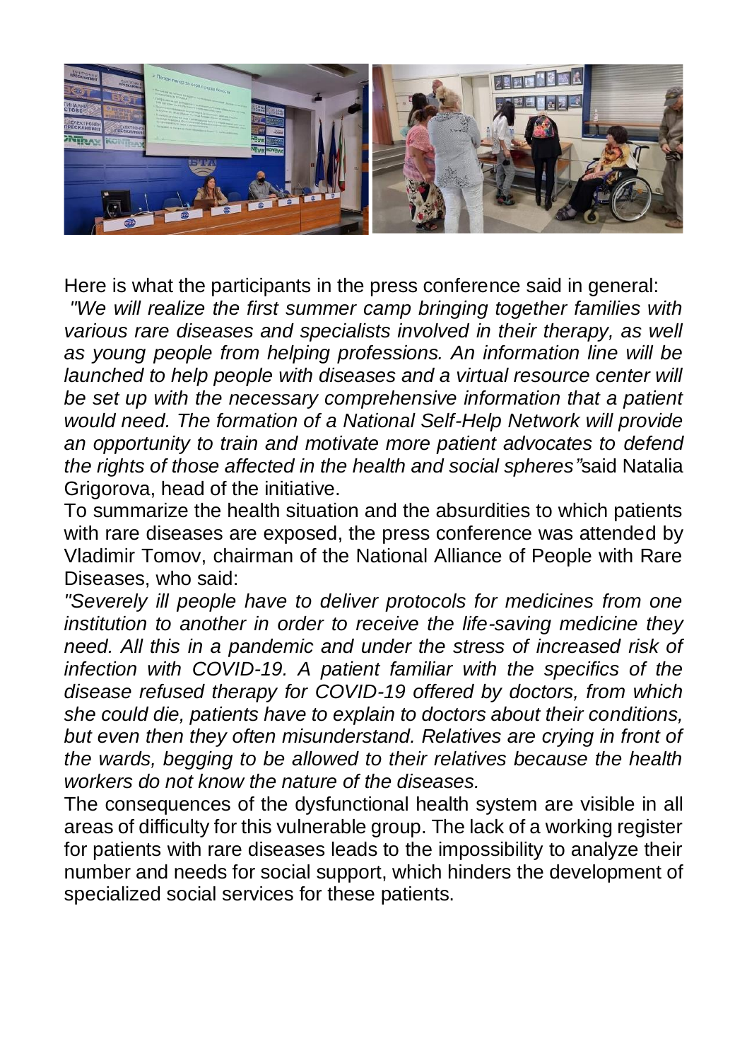Here is what the participants in the press conference said in general:

*"We will realize the first summer camp bringing together families with various rare diseases and specialists involved in their therapy, as well as young people from helping professions. An information line will be launched to help people with diseases and a virtual resource center will be set up with the necessary comprehensive information that a patient would need. The formation of a National Self-Help Network will provide an opportunity to train and motivate more patient advocates to defend the rights of those affected in the health and social spheres"* said Natalia Grigorova, head of the initiative.

To summarize the health situation and the absurdities to which patients with rare diseases are exposed, the press conference was attended by Vladimir Tomov, chairman of the National Alliance of People with Rare Diseases, who said:

*"Severely ill people have to deliver protocols for medicines from one institution to another in order to receive the life-saving medicine they need. All this in a pandemic and under the stress of increased risk of infection with COVID-19. A patient familiar with the specifics of the disease refused therapy for COVID-19 offered by doctors, from which she could die, patients have to explain to doctors about their conditions, but even then they often misunderstand. Relatives are crying in front of the wards, begging to be allowed to their relatives because the health workers do not know the nature of the diseases.*

The consequences of the dysfunctional health system are visible in all areas of difficulty for this vulnerable group. The lack of a working register for patients with rare diseases leads to the impossibility to analyze their number and needs for social support, which hinders the development of specialized social services for these patients.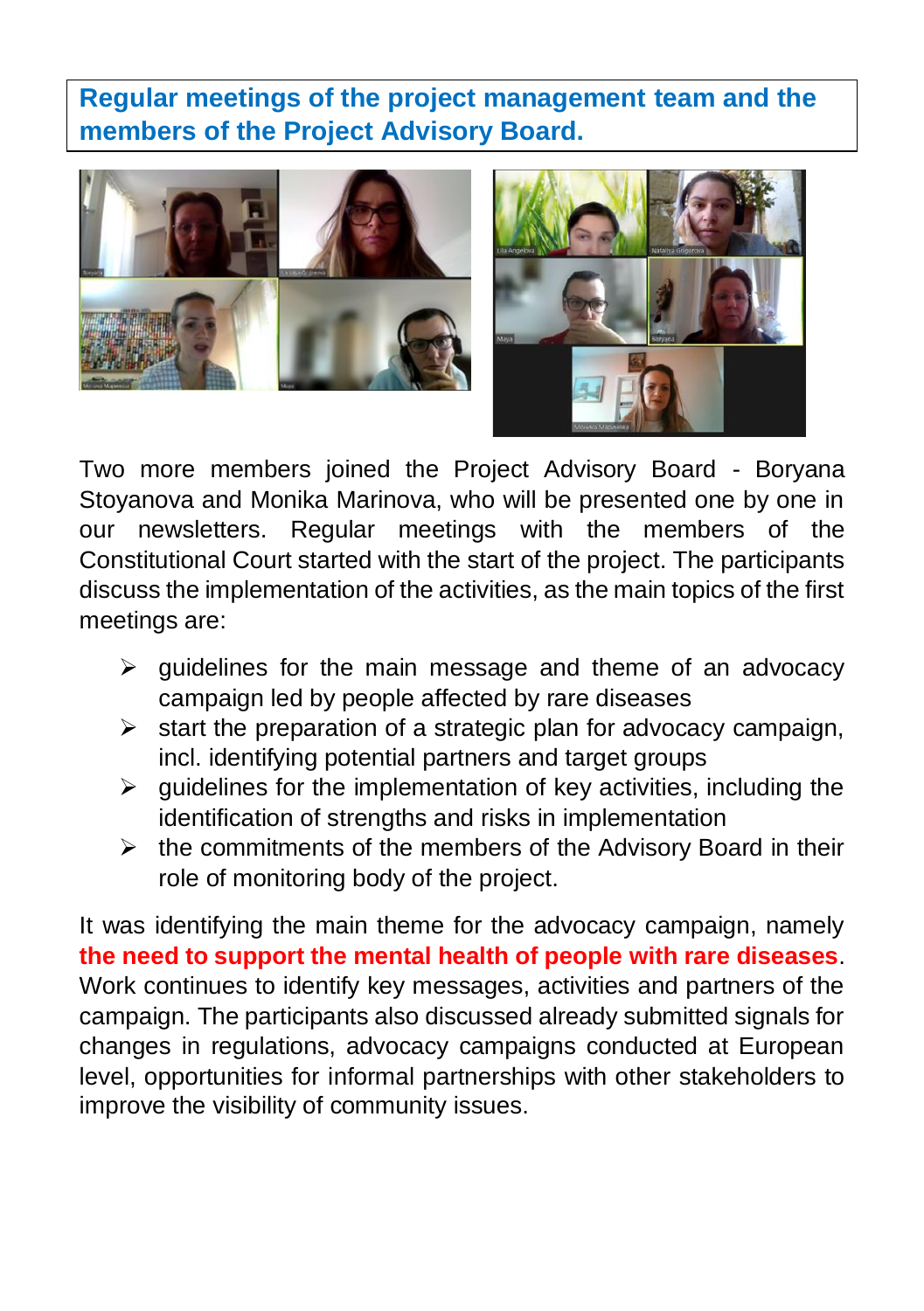## Regular meetings of the project management team and the members of the Project Advisory Board.

Two more members joined the Project Advisory Board - Boryana Stoyanova and Monika Marinova, who will be presented one by one in our newsletters. Regular meetings with the members of the Constitutional Court started with the start of the project. The participants discuss the implementation of the activities, as the main topics of the first meetings are:

- guidelines for the main message and theme of an advocacy campaign led by people affected by rare diseases
- start the preparation of a strategic plan for advocacy campaign, incl. identifying potential partners and target groups
- guidelines for the implementation of key activities, including the identification of strengths and risks in implementation
- the commitments of the members of the Advisory Board in their role of monitoring body of the project.

It was identifying the main theme for the advocacy campaign, namely **the need to support the mental health of people with rare diseases**. Work continues to identify key messages, activities and partners of the campaign. The participants also discussed already submitted signals for changes in regulations, advocacy campaigns conducted at European level, opportunities for informal partnerships with other stakeholders to improve the visibility of community issues.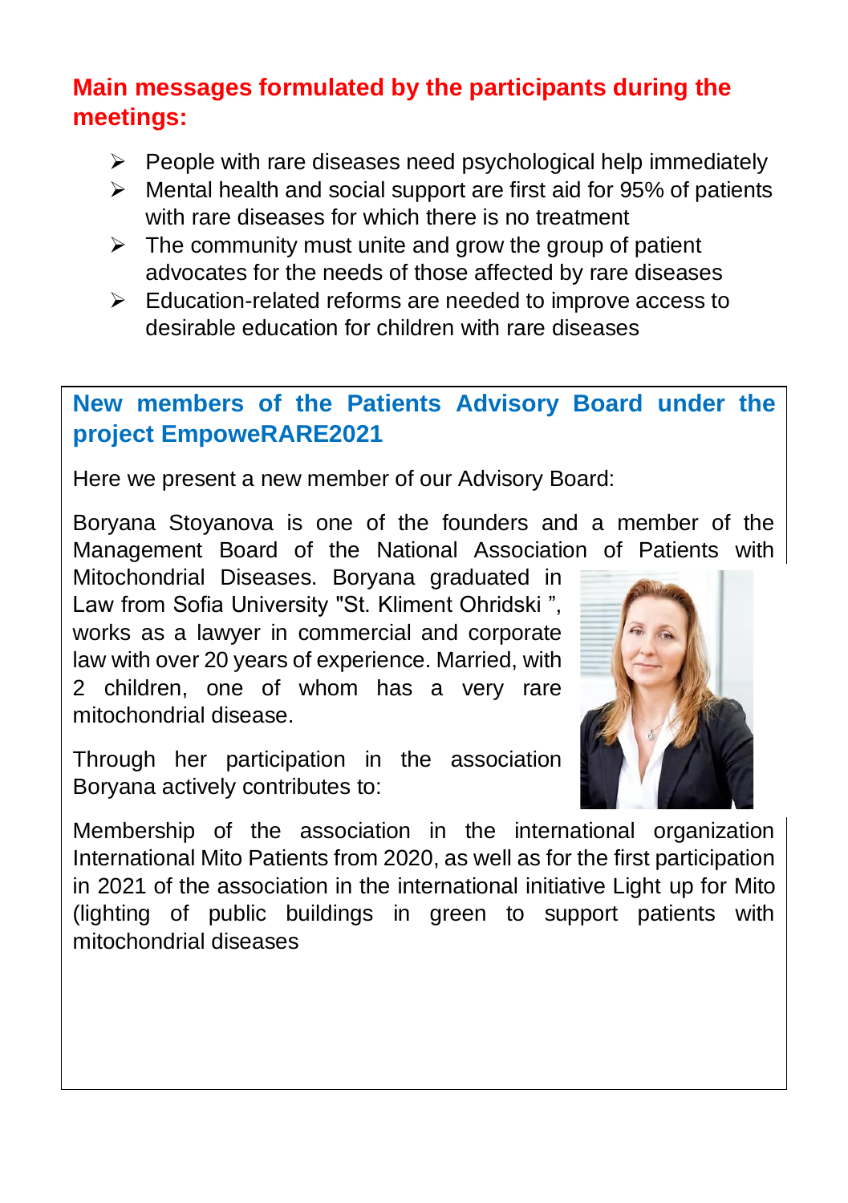## Main messages formulated by the participants during the meetings:

- People with rare diseases need psychological help immediately
- Mental health and social support are first aid for 95% of patients with rare diseases for which there is no treatment
- The community must unite and grow the group of patient advocates for the needs of those affected by rare diseases
- Education-related reforms are needed to improve access to desirable education for children with rare diseases

## New members of the Patients Advisory Board under the project EmpoweRARE2021

Here we present a new member of our Advisory Board:

Boryana Stoyanova is one of the founders and a member of the Management Board of the National Association of Patients with Mitochondrial Diseases. Boryana graduated in Law from Sofia University "St. Kliment Ohridski ", works as a lawyer in commercial and corporate law with over 20 years of experience. Married, with 2 children, one of whom has a very rare mitochondrial disease.

Through her participation in the association Boryana actively contributes to:

Membership of the association in the international organization International Mito Patients from 2020, as well as for the first participation in 2021 of the association in the international initiative Light up for Mito (lighting of public buildings in green to support patients with mitochondrial diseases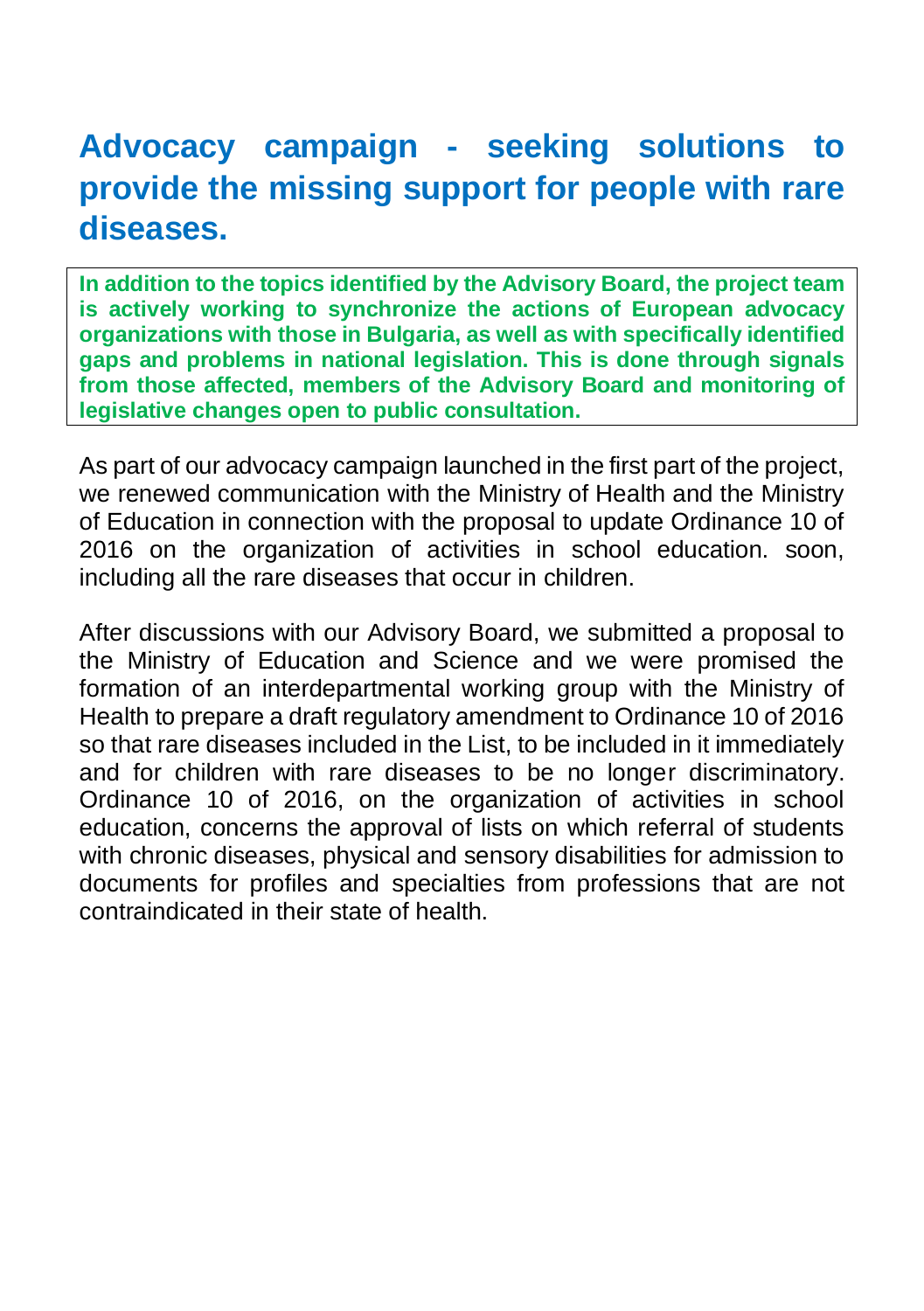# Advocacy campaign - seeking solutions to provide the missing support for people with rare diseases.

**In addition to the topics identified by the Advisory Board, the project team is actively working to synchronize the actions of European advocacy organizations with those in Bulgaria, as well as with specifically identified gaps and problems in national legislation. This is done through signals from those affected, members of the Advisory Board and monitoring of legislative changes open to public consultation.**

As part of our advocacy campaign launched in the first part of the project, we renewed communication with the Ministry of Health and the Ministry of Education in connection with the proposal to update Ordinance 10 of 2016 on the organization of activities in school education. soon, including all the rare diseases that occur in children.

After discussions with our Advisory Board, we submitted a proposal to the Ministry of Education and Science and we were promised the formation of an interdepartmental working group with the Ministry of Health to prepare a draft regulatory amendment to Ordinance 10 of 2016 so that rare diseases included in the List, to be included in it immediately and for children with rare diseases to be no longer discriminatory. Ordinance 10 of 2016, on the organization of activities in school education, concerns the approval of lists on which referral of students with chronic diseases, physical and sensory disabilities for admission to documents for profiles and specialties from professions that are not contraindicated in their state of health.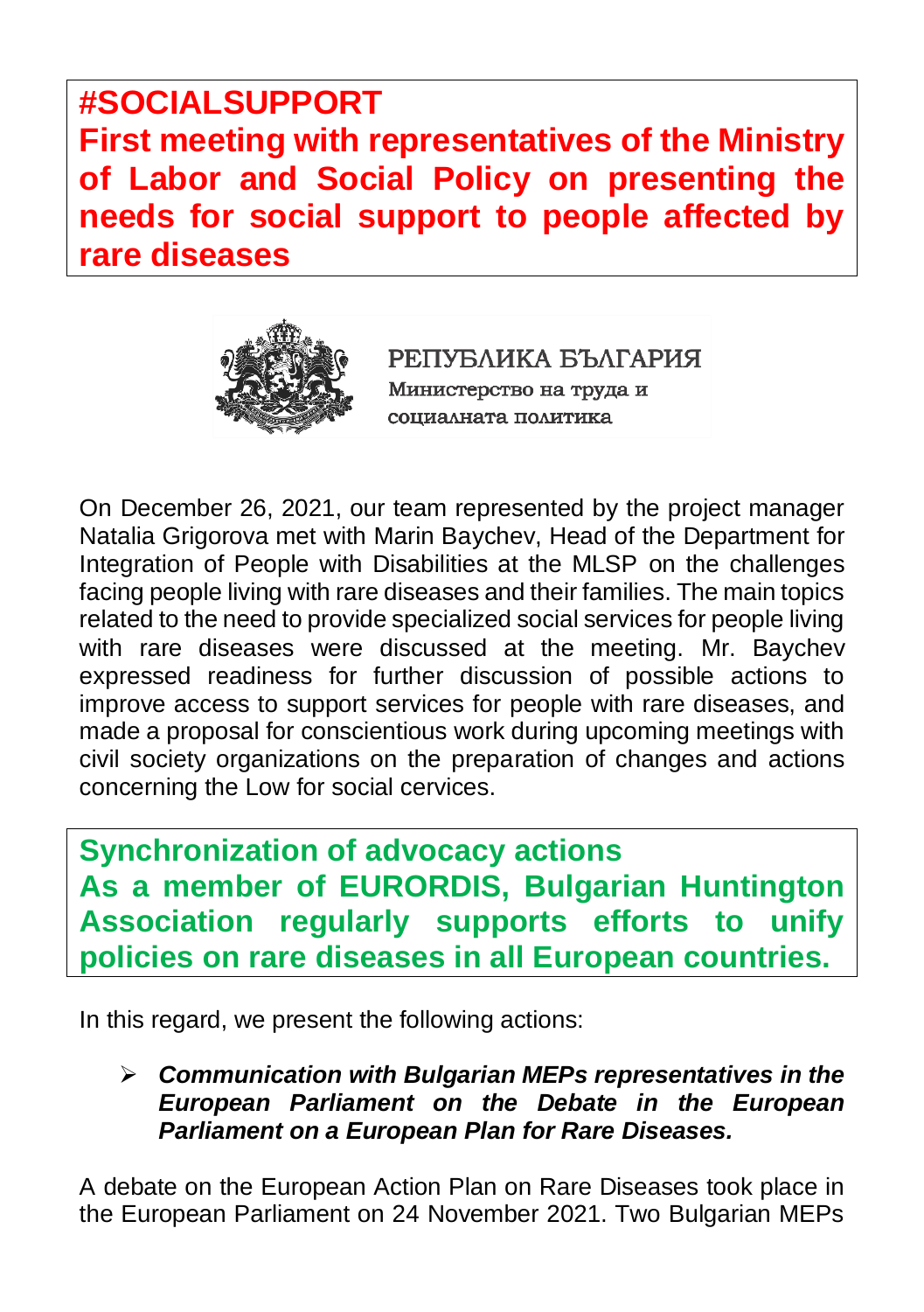## #SOCIALSUPPORT
## First meeting with representatives of the Ministry of Labor and Social Policy on presenting the needs for social support to people affected by rare diseases

РЕПУБЛИКА БЪЛГАРИЯ
Министерство на труда и социалната политика

On December 26, 2021, our team represented by the project manager Natalia Grigorova met with Marin Baychev, Head of the Department for Integration of People with Disabilities at the MLSP on the challenges facing people living with rare diseases and their families. The main topics related to the need to provide specialized social services for people living with rare diseases were discussed at the meeting. Mr. Baychev expressed readiness for further discussion of possible actions to improve access to support services for people with rare diseases, and made a proposal for conscientious work during upcoming meetings with civil society organizations on the preparation of changes and actions concerning the Low for social cervices.

## Synchronization of advocacy actions
## As a member of EURORDIS, Bulgarian Huntington Association regularly supports efforts to unify policies on rare diseases in all European countries.

In this regard, we present the following actions:

- ***Communication with Bulgarian MEPs representatives in the European Parliament on the Debate in the European Parliament on a European Plan for Rare Diseases.***

A debate on the European Action Plan on Rare Diseases took place in the European Parliament on 24 November 2021. Two Bulgarian MEPs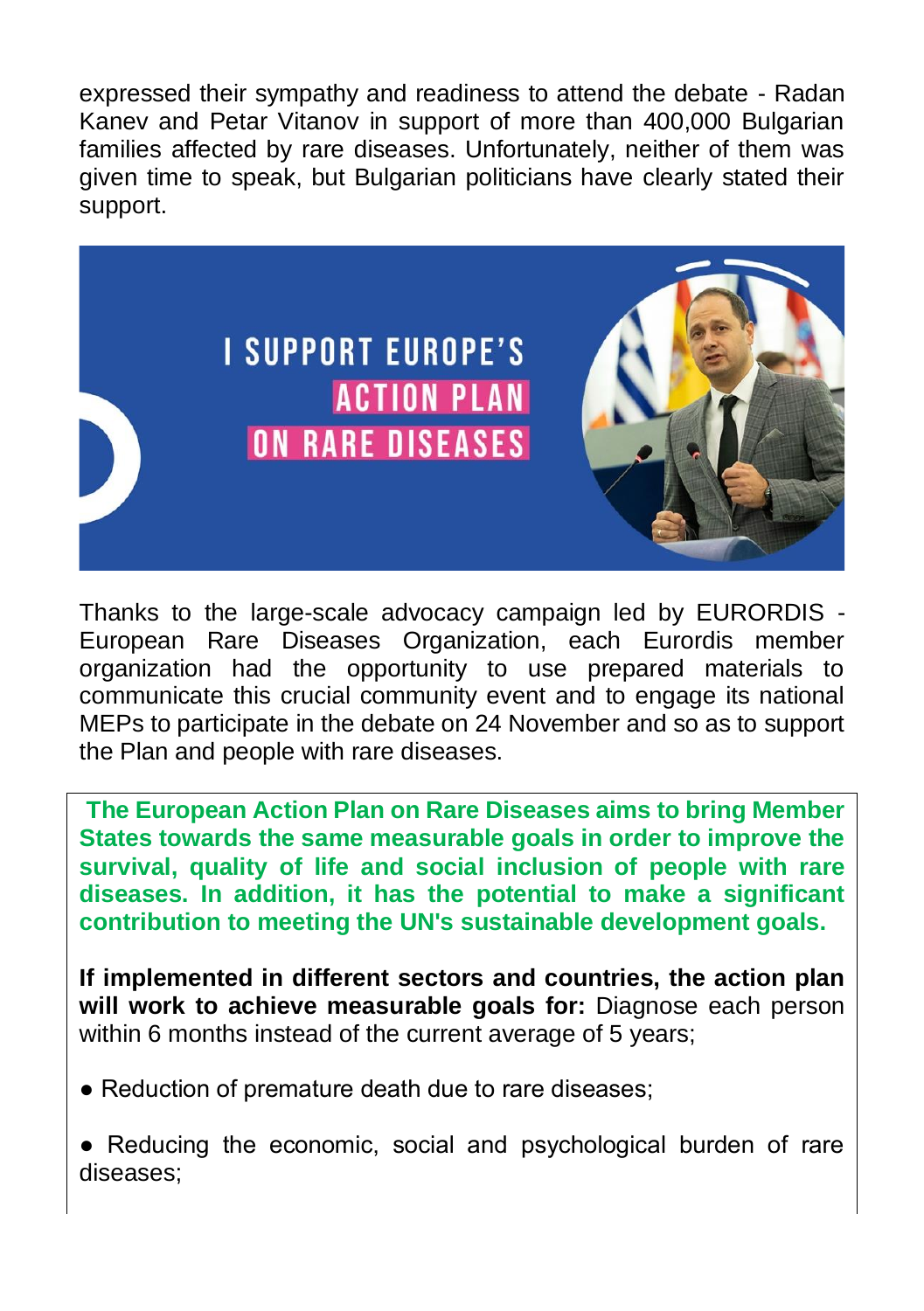expressed their sympathy and readiness to attend the debate - Radan Kanev and Petar Vitanov in support of more than 400,000 Bulgarian families affected by rare diseases. Unfortunately, neither of them was given time to speak, but Bulgarian politicians have clearly stated their support.

Thanks to the large-scale advocacy campaign led by EURORDIS - European Rare Diseases Organization, each Eurordis member organization had the opportunity to use prepared materials to communicate this crucial community event and to engage its national MEPs to participate in the debate on 24 November and so as to support the Plan and people with rare diseases.

**The European Action Plan on Rare Diseases aims to bring Member States towards the same measurable goals in order to improve the survival, quality of life and social inclusion of people with rare diseases. In addition, it has the potential to make a significant contribution to meeting the UN's sustainable development goals.**

**If implemented in different sectors and countries, the action plan will work to achieve measurable goals for:** Diagnose each person within 6 months instead of the current average of 5 years;

- Reduction of premature death due to rare diseases;

- Reducing the economic, social and psychological burden of rare diseases;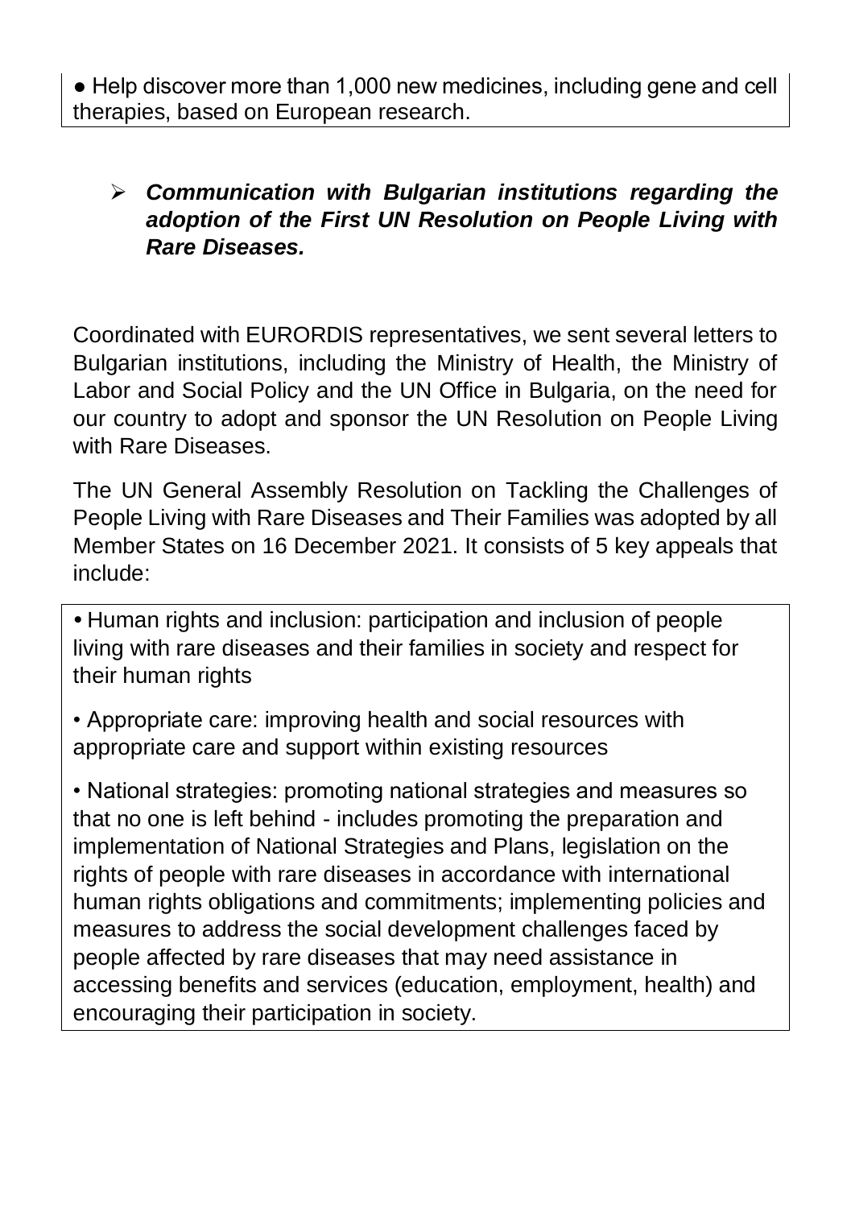● Help discover more than 1,000 new medicines, including gene and cell therapies, based on European research.

- ***Communication with Bulgarian institutions regarding the adoption of the First UN Resolution on People Living with Rare Diseases.***

Coordinated with EURORDIS representatives, we sent several letters to Bulgarian institutions, including the Ministry of Health, the Ministry of Labor and Social Policy and the UN Office in Bulgaria, on the need for our country to adopt and sponsor the UN Resolution on People Living with Rare Diseases.

The UN General Assembly Resolution on Tackling the Challenges of People Living with Rare Diseases and Their Families was adopted by all Member States on 16 December 2021. It consists of 5 key appeals that include:

• Human rights and inclusion: participation and inclusion of people living with rare diseases and their families in society and respect for their human rights

• Appropriate care: improving health and social resources with appropriate care and support within existing resources

• National strategies: promoting national strategies and measures so that no one is left behind - includes promoting the preparation and implementation of National Strategies and Plans, legislation on the rights of people with rare diseases in accordance with international human rights obligations and commitments; implementing policies and measures to address the social development challenges faced by people affected by rare diseases that may need assistance in accessing benefits and services (education, employment, health) and encouraging their participation in society.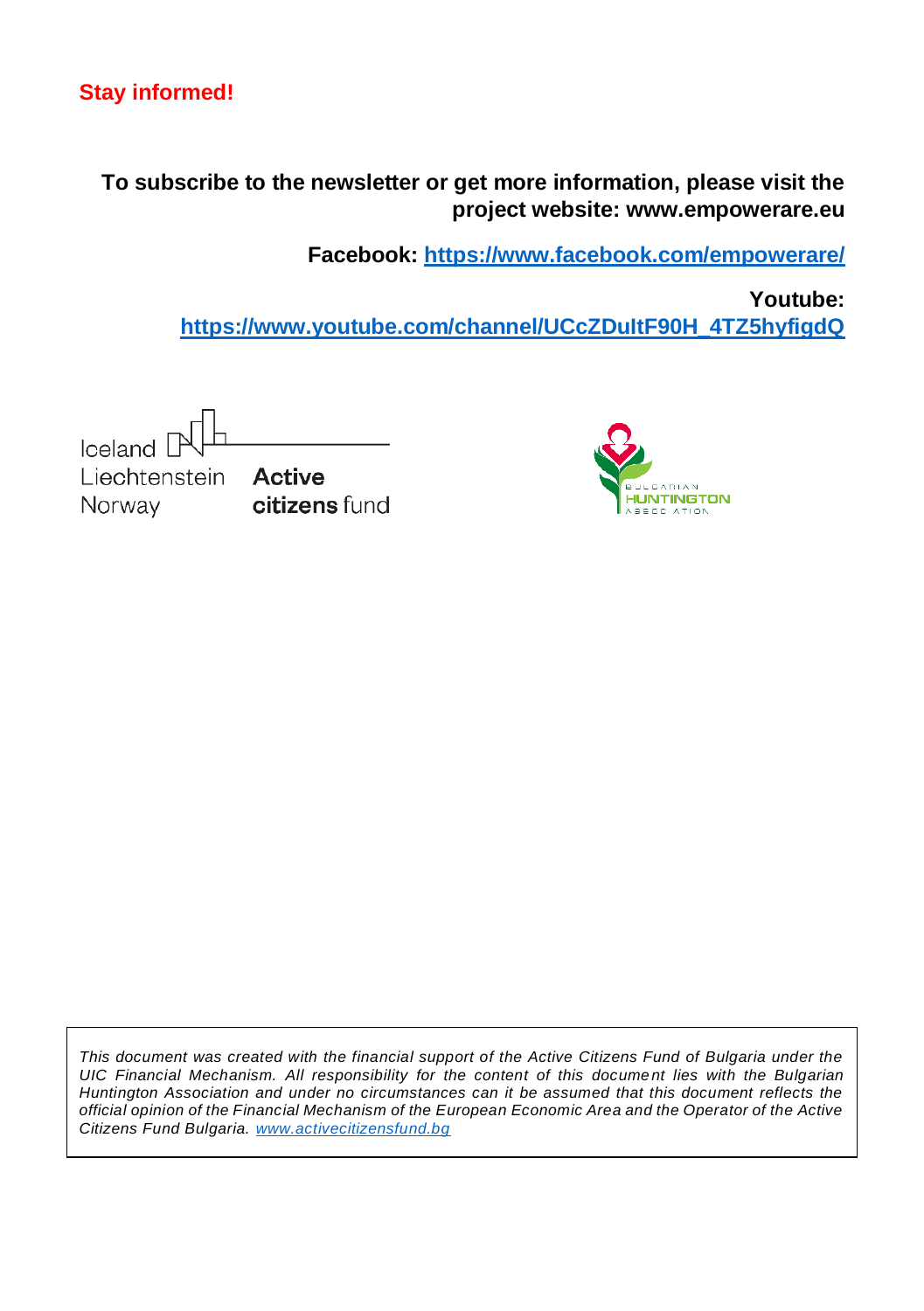**Stay informed!**

**To subscribe to the newsletter or get more information, please visit the project website: www.empowerare.eu**

**Facebook: https://www.facebook.com/empowerare/**

**Youtube: https://www.youtube.com/channel/UCcZDuItF90H_4TZ5hyfigdQ**

Iceland
Liechtenstein **Active**
Norway **citizens** fund

BULGARIAN
HUNTINGTON
ASSOCIATION

*This document was created with the financial support of the Active Citizens Fund of Bulgaria under the UIC Financial Mechanism. All responsibility for the content of this document lies with the Bulgarian Huntington Association and under no circumstances can it be assumed that this document reflects the official opinion of the Financial Mechanism of the European Economic Area and the Operator of the Active Citizens Fund Bulgaria. www.activecitizensfund.bg*